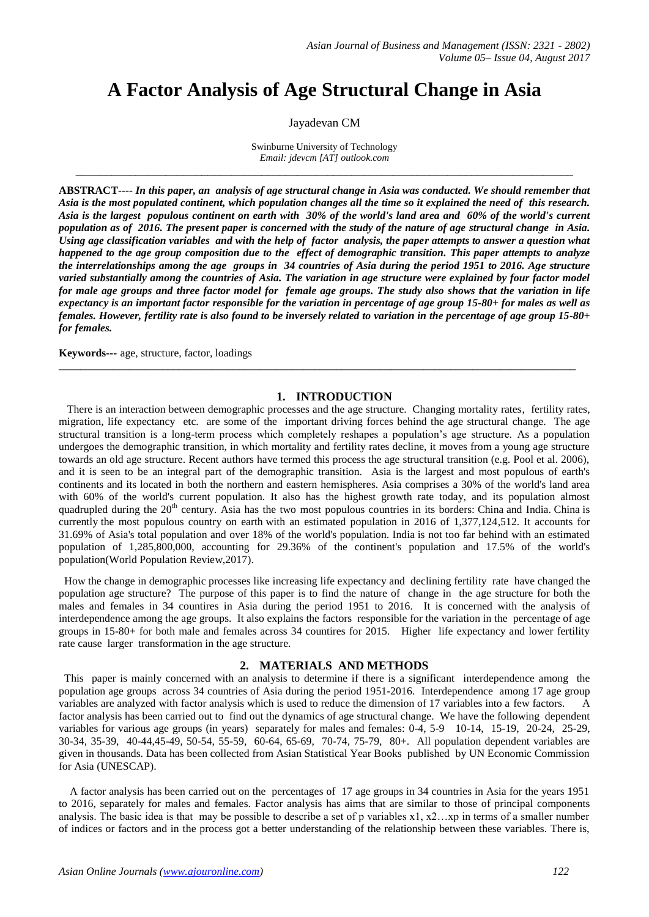# A Factor Analysis of Age Structural Change in Asia

Jayadevan CM

Swinburne University of Technology
*Email: jdevcm [AT] outlook.com*

---

**ABSTRACT----** ***In this paper, an analysis of age structural change in Asia was conducted. We should remember that Asia is the most populated continent, which population changes all the time so it explained the need of this research. Asia is the largest populous continent on earth with 30% of the world's land area and 60% of the world's current population as of 2016. The present paper is concerned with the study of the nature of age structural change in Asia. Using age classification variables and with the help of factor analysis, the paper attempts to answer a question what happened to the age group composition due to the effect of demographic transition. This paper attempts to analyze the interrelationships among the age groups in 34 countries of Asia during the period 1951 to 2016. Age structure varied substantially among the countries of Asia. The variation in age structure were explained by four factor model for male age groups and three factor model for female age groups. The study also shows that the variation in life expectancy is an important factor responsible for the variation in percentage of age group 15-80+ for males as well as females. However, fertility rate is also found to be inversely related to variation in the percentage of age group 15-80+ for females.***

**Keywords---** age, structure, factor, loadings

---

## 1. INTRODUCTION

There is an interaction between demographic processes and the age structure. Changing mortality rates, fertility rates, migration, life expectancy etc. are some of the important driving forces behind the age structural change. The age structural transition is a long-term process which completely reshapes a population's age structure. As a population undergoes the demographic transition, in which mortality and fertility rates decline, it moves from a young age structure towards an old age structure. Recent authors have termed this process the age structural transition (e.g. Pool et al. 2006), and it is seen to be an integral part of the demographic transition. Asia is the largest and most populous of earth's continents and its located in both the northern and eastern hemispheres. Asia comprises a 30% of the world's land area with 60% of the world's current population. It also has the highest growth rate today, and its population almost quadrupled during the 20th century. Asia has the two most populous countries in its borders: China and India. China is currently the most populous country on earth with an estimated population in 2016 of 1,377,124,512. It accounts for 31.69% of Asia's total population and over 18% of the world's population. India is not too far behind with an estimated population of 1,285,800,000, accounting for 29.36% of the continent's population and 17.5% of the world's population(World Population Review,2017).

How the change in demographic processes like increasing life expectancy and declining fertility rate have changed the population age structure? The purpose of this paper is to find the nature of change in the age structure for both the males and females in 34 countires in Asia during the period 1951 to 2016. It is concerned with the analysis of interdependence among the age groups. It also explains the factors responsible for the variation in the percentage of age groups in 15-80+ for both male and females across 34 countires for 2015. Higher life expectancy and lower fertility rate cause larger transformation in the age structure.

## 2. MATERIALS AND METHODS

This paper is mainly concerned with an analysis to determine if there is a significant interdependence among the population age groups across 34 countries of Asia during the period 1951-2016. Interdependence among 17 age group variables are analyzed with factor analysis which is used to reduce the dimension of 17 variables into a few factors. A factor analysis has been carried out to find out the dynamics of age structural change. We have the following dependent variables for various age groups (in years) separately for males and females: 0-4, 5-9 10-14, 15-19, 20-24, 25-29, 30-34, 35-39, 40-44,45-49, 50-54, 55-59, 60-64, 65-69, 70-74, 75-79, 80+. All population dependent variables are given in thousands. Data has been collected from Asian Statistical Year Books published by UN Economic Commission for Asia (UNESCAP).

A factor analysis has been carried out on the percentages of 17 age groups in 34 countries in Asia for the years 1951 to 2016, separately for males and females. Factor analysis has aims that are similar to those of principal components analysis. The basic idea is that may be possible to describe a set of p variables $x1$, $x2$…$xp$ in terms of a smaller number of indices or factors and in the process got a better understanding of the relationship between these variables. There is,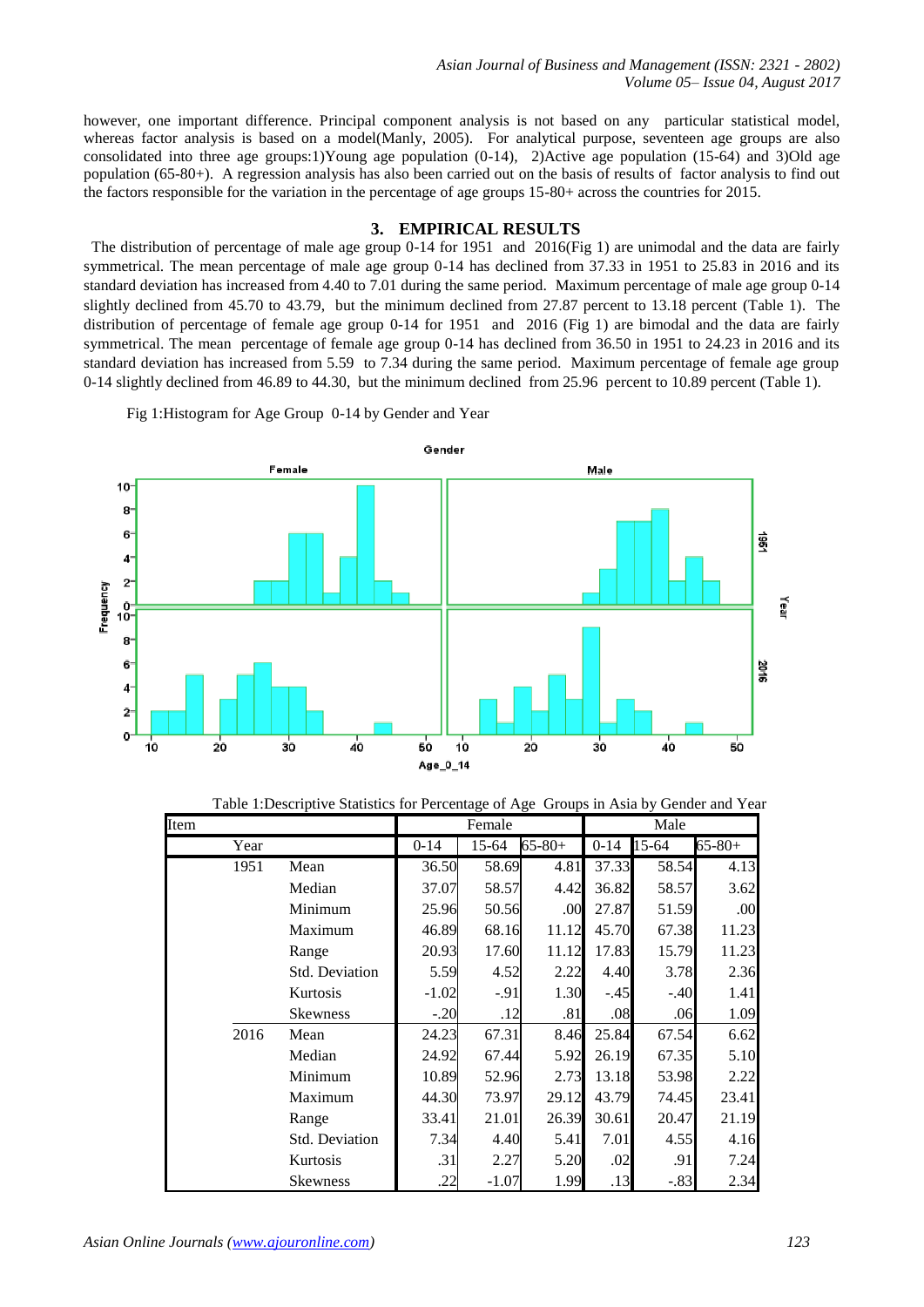however, one important difference. Principal component analysis is not based on any particular statistical model, whereas factor analysis is based on a model(Manly, 2005). For analytical purpose, seventeen age groups are also consolidated into three age groups:1)Young age population (0-14), 2)Active age population (15-64) and 3)Old age population (65-80+). A regression analysis has also been carried out on the basis of results of factor analysis to find out the factors responsible for the variation in the percentage of age groups 15-80+ across the countries for 2015.

## 3. EMPIRICAL RESULTS

The distribution of percentage of male age group 0-14 for 1951 and 2016(Fig 1) are unimodal and the data are fairly symmetrical. The mean percentage of male age group 0-14 has declined from 37.33 in 1951 to 25.83 in 2016 and its standard deviation has increased from 4.40 to 7.01 during the same period. Maximum percentage of male age group 0-14 slightly declined from 45.70 to 43.79, but the minimum declined from 27.87 percent to 13.18 percent (Table 1). The distribution of percentage of female age group 0-14 for 1951 and 2016 (Fig 1) are bimodal and the data are fairly symmetrical. The mean percentage of female age group 0-14 has declined from 36.50 in 1951 to 24.23 in 2016 and its standard deviation has increased from 5.59 to 7.34 during the same period. Maximum percentage of female age group 0-14 slightly declined from 46.89 to 44.30, but the minimum declined from 25.96 percent to 10.89 percent (Table 1).

Fig 1:Histogram for Age Group 0-14 by Gender and Year

Table 1:Descriptive Statistics for Percentage of Age Groups in Asia by Gender and Year

| Item | | Female | | | Male | | |
|---|---|---|---|---|---|---|---|
| Year | | 0-14 | 15-64 | 65-80+ | 0-14 | 15-64 | 65-80+ |
| 1951 | Mean | 36.50 | 58.69 | 4.81 | 37.33 | 58.54 | 4.13 |
| | Median | 37.07 | 58.57 | 4.42 | 36.82 | 58.57 | 3.62 |
| | Minimum | 25.96 | 50.56 | .00 | 27.87 | 51.59 | .00 |
| | Maximum | 46.89 | 68.16 | 11.12 | 45.70 | 67.38 | 11.23 |
| | Range | 20.93 | 17.60 | 11.12 | 17.83 | 15.79 | 11.23 |
| | Std. Deviation | 5.59 | 4.52 | 2.22 | 4.40 | 3.78 | 2.36 |
| | Kurtosis | -1.02 | -.91 | 1.30 | -.45 | -.40 | 1.41 |
| | Skewness | -.20 | .12 | .81 | .08 | .06 | 1.09 |
| 2016 | Mean | 24.23 | 67.31 | 8.46 | 25.84 | 67.54 | 6.62 |
| | Median | 24.92 | 67.44 | 5.92 | 26.19 | 67.35 | 5.10 |
| | Minimum | 10.89 | 52.96 | 2.73 | 13.18 | 53.98 | 2.22 |
| | Maximum | 44.30 | 73.97 | 29.12 | 43.79 | 74.45 | 23.41 |
| | Range | 33.41 | 21.01 | 26.39 | 30.61 | 20.47 | 21.19 |
| | Std. Deviation | 7.34 | 4.40 | 5.41 | 7.01 | 4.55 | 4.16 |
| | Kurtosis | .31 | 2.27 | 5.20 | .02 | .91 | 7.24 |
| | Skewness | .22 | -1.07 | 1.99 | .13 | -.83 | 2.34 |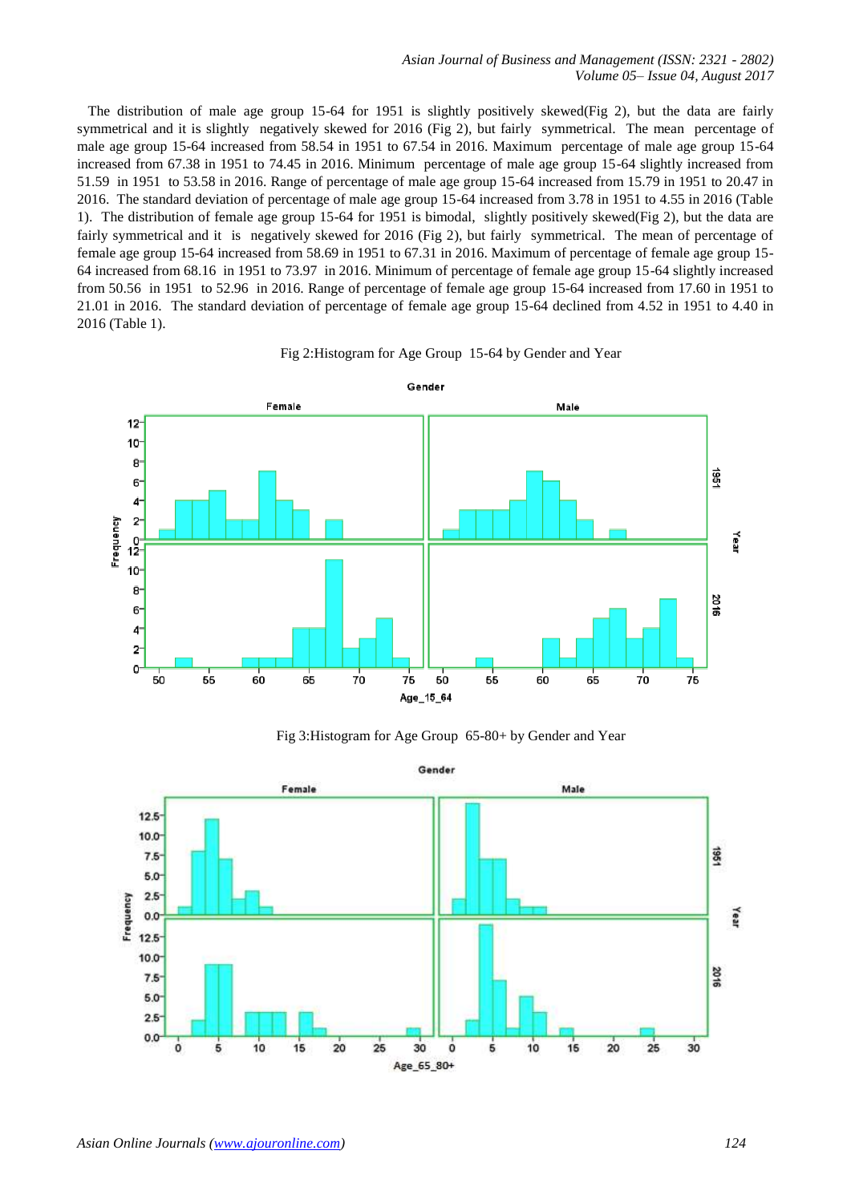The distribution of male age group 15-64 for 1951 is slightly positively skewed(Fig 2), but the data are fairly symmetrical and it is slightly negatively skewed for 2016 (Fig 2), but fairly symmetrical. The mean percentage of male age group 15-64 increased from 58.54 in 1951 to 67.54 in 2016. Maximum percentage of male age group 15-64 increased from 67.38 in 1951 to 74.45 in 2016. Minimum percentage of male age group 15-64 slightly increased from 51.59 in 1951 to 53.58 in 2016. Range of percentage of male age group 15-64 increased from 15.79 in 1951 to 20.47 in 2016. The standard deviation of percentage of male age group 15-64 increased from 3.78 in 1951 to 4.55 in 2016 (Table 1). The distribution of female age group 15-64 for 1951 is bimodal, slightly positively skewed(Fig 2), but the data are fairly symmetrical and it is negatively skewed for 2016 (Fig 2), but fairly symmetrical. The mean of percentage of female age group 15-64 increased from 58.69 in 1951 to 67.31 in 2016. Maximum of percentage of female age group 15-64 increased from 68.16 in 1951 to 73.97 in 2016. Minimum of percentage of female age group 15-64 slightly increased from 50.56 in 1951 to 52.96 in 2016. Range of percentage of female age group 15-64 increased from 17.60 in 1951 to 21.01 in 2016. The standard deviation of percentage of female age group 15-64 declined from 4.52 in 1951 to 4.40 in 2016 (Table 1).

Fig 2:Histogram for Age Group 15-64 by Gender and Year

Fig 3:Histogram for Age Group 65-80+ by Gender and Year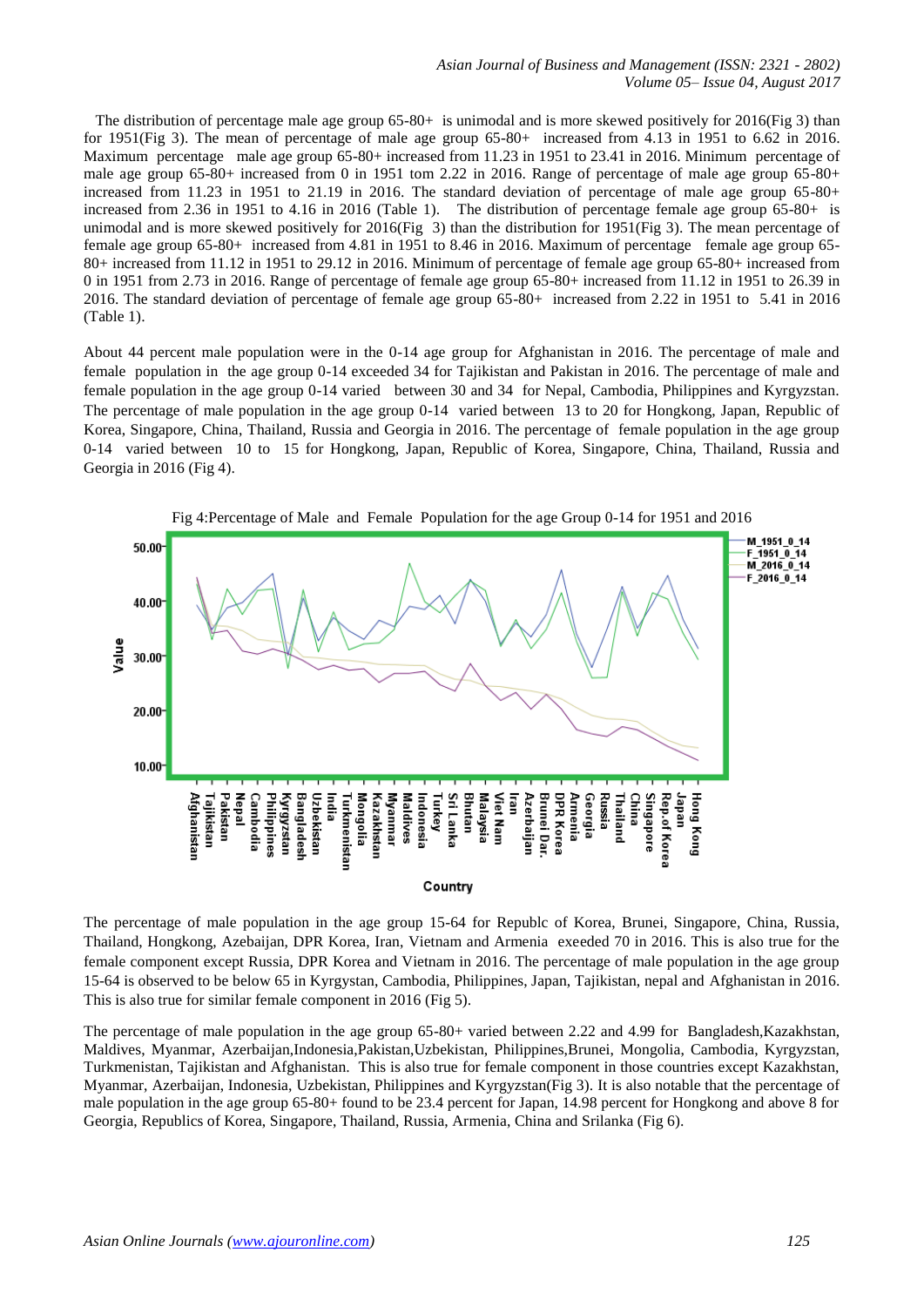The distribution of percentage male age group 65-80+ is unimodal and is more skewed positively for 2016(Fig 3) than for 1951(Fig 3). The mean of percentage of male age group 65-80+ increased from 4.13 in 1951 to 6.62 in 2016. Maximum percentage male age group 65-80+ increased from 11.23 in 1951 to 23.41 in 2016. Minimum percentage of male age group 65-80+ increased from 0 in 1951 tom 2.22 in 2016. Range of percentage of male age group 65-80+ increased from 11.23 in 1951 to 21.19 in 2016. The standard deviation of percentage of male age group 65-80+ increased from 2.36 in 1951 to 4.16 in 2016 (Table 1). The distribution of percentage female age group 65-80+ is unimodal and is more skewed positively for 2016(Fig 3) than the distribution for 1951(Fig 3). The mean percentage of female age group 65-80+ increased from 4.81 in 1951 to 8.46 in 2016. Maximum of percentage female age group 65-80+ increased from 11.12 in 1951 to 29.12 in 2016. Minimum of percentage of female age group 65-80+ increased from 0 in 1951 from 2.73 in 2016. Range of percentage of female age group 65-80+ increased from 11.12 in 1951 to 26.39 in 2016. The standard deviation of percentage of female age group 65-80+ increased from 2.22 in 1951 to 5.41 in 2016 (Table 1).

About 44 percent male population were in the 0-14 age group for Afghanistan in 2016. The percentage of male and female population in the age group 0-14 exceeded 34 for Tajikistan and Pakistan in 2016. The percentage of male and female population in the age group 0-14 varied between 30 and 34 for Nepal, Cambodia, Philippines and Kyrgyzstan. The percentage of male population in the age group 0-14 varied between 13 to 20 for Hongkong, Japan, Republic of Korea, Singapore, China, Thailand, Russia and Georgia in 2016. The percentage of female population in the age group 0-14 varied between 10 to 15 for Hongkong, Japan, Republic of Korea, Singapore, China, Thailand, Russia and Georgia in 2016 (Fig 4).

Fig 4:Percentage of Male and Female Population for the age Group 0-14 for 1951 and 2016

The percentage of male population in the age group 15-64 for Republc of Korea, Brunei, Singapore, China, Russia, Thailand, Hongkong, Azebaijan, DPR Korea, Iran, Vietnam and Armenia exeeded 70 in 2016. This is also true for the female component except Russia, DPR Korea and Vietnam in 2016. The percentage of male population in the age group 15-64 is observed to be below 65 in Kyrgystan, Cambodia, Philippines, Japan, Tajikistan, nepal and Afghanistan in 2016. This is also true for similar female component in 2016 (Fig 5).

The percentage of male population in the age group 65-80+ varied between 2.22 and 4.99 for Bangladesh,Kazakhstan, Maldives, Myanmar, Azerbaijan,Indonesia,Pakistan,Uzbekistan, Philippines,Brunei, Mongolia, Cambodia, Kyrgyzstan, Turkmenistan, Tajikistan and Afghanistan. This is also true for female component in those countries except Kazakhstan, Myanmar, Azerbaijan, Indonesia, Uzbekistan, Philippines and Kyrgyzstan(Fig 3). It is also notable that the percentage of male population in the age group 65-80+ found to be 23.4 percent for Japan, 14.98 percent for Hongkong and above 8 for Georgia, Republics of Korea, Singapore, Thailand, Russia, Armenia, China and Srilanka (Fig 6).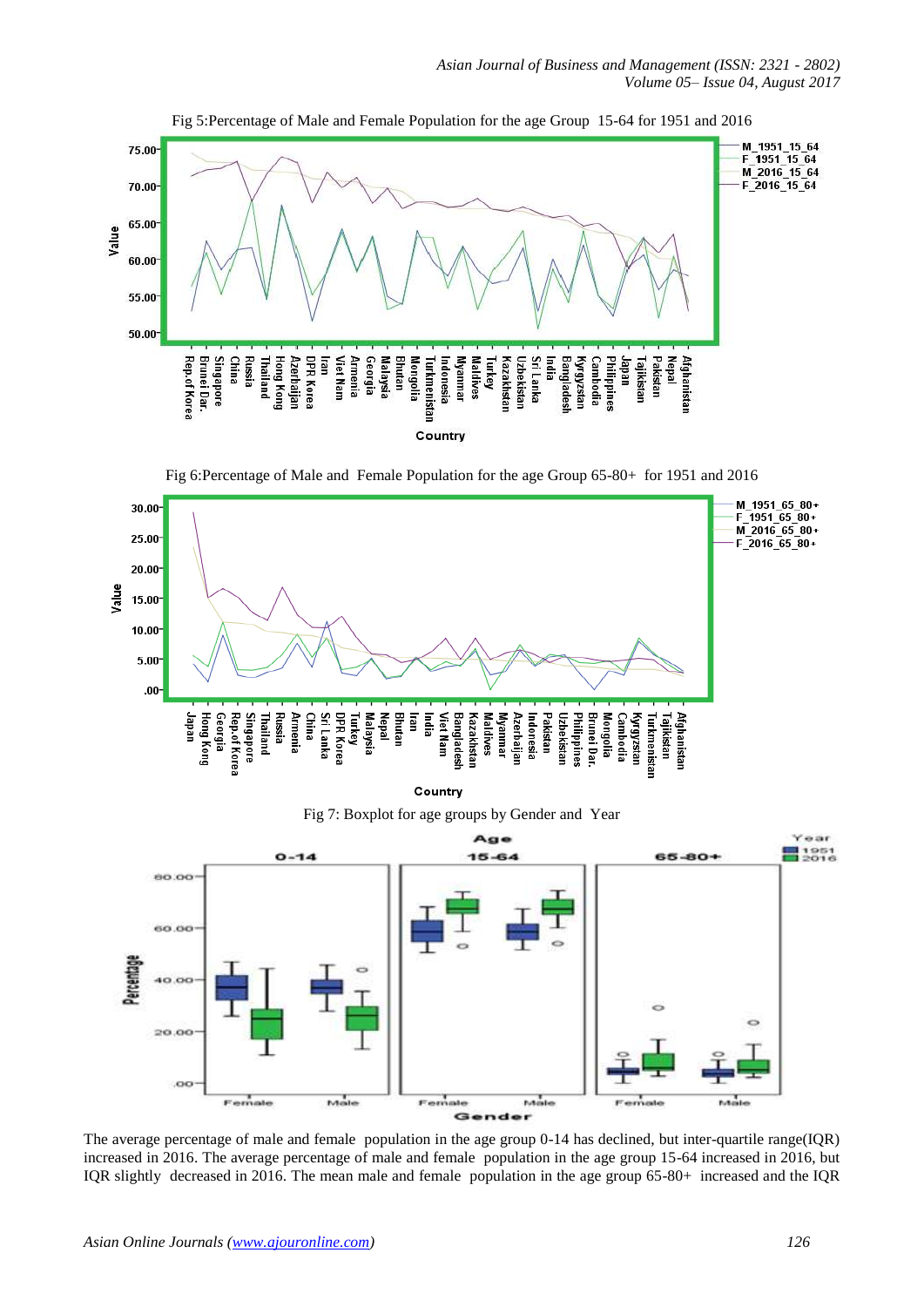Fig 5:Percentage of Male and Female Population for the age Group 15-64 for 1951 and 2016

Fig 6:Percentage of Male and Female Population for the age Group 65-80+ for 1951 and 2016

Fig 7: Boxplot for age groups by Gender and Year

The average percentage of male and female population in the age group 0-14 has declined, but inter-quartile range(IQR) increased in 2016. The average percentage of male and female population in the age group 15-64 increased in 2016, but IQR slightly decreased in 2016. The mean male and female population in the age group 65-80+ increased and the IQR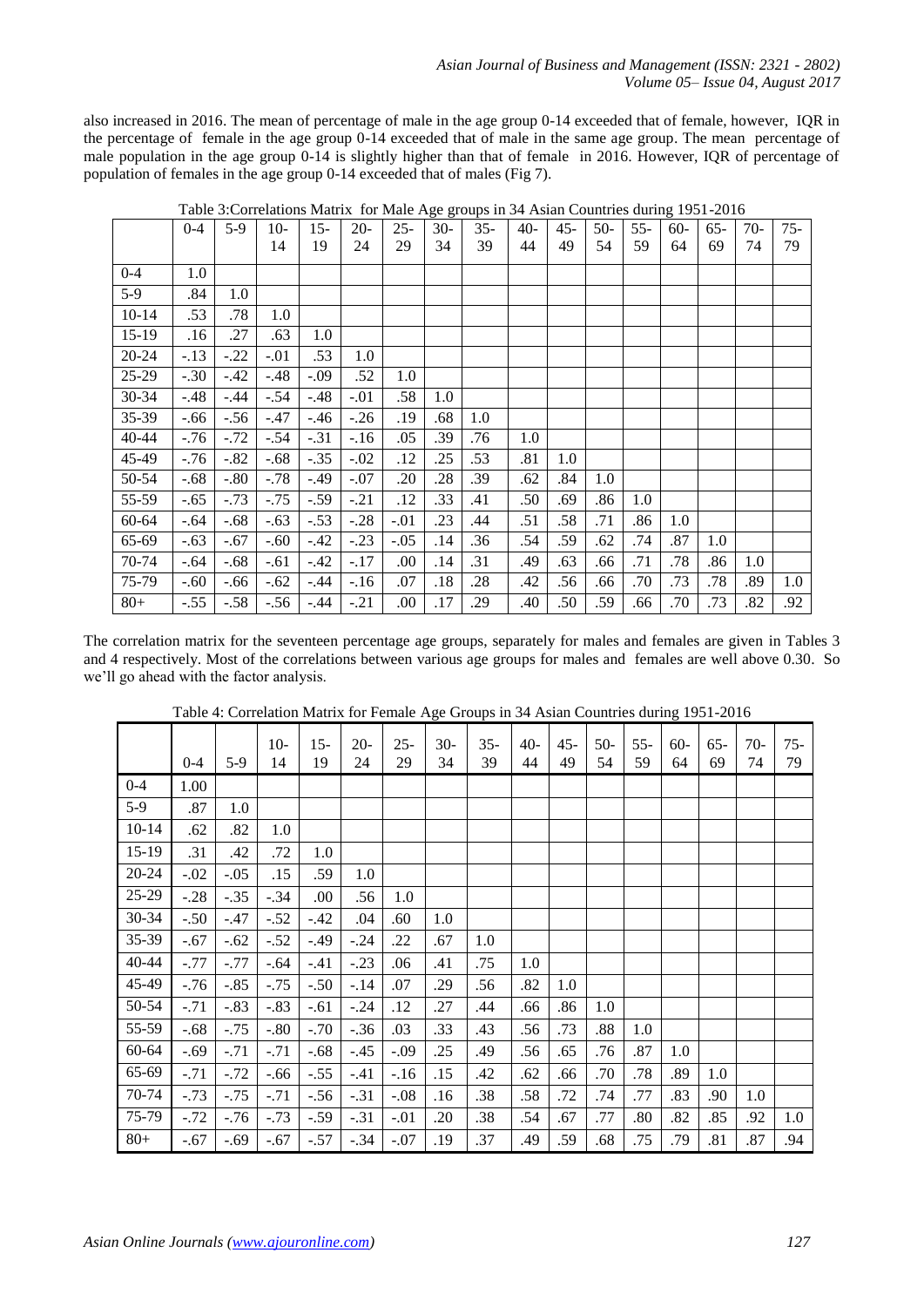also increased in 2016. The mean of percentage of male in the age group 0-14 exceeded that of female, however, IQR in the percentage of female in the age group 0-14 exceeded that of male in the same age group. The mean percentage of male population in the age group 0-14 is slightly higher than that of female in 2016. However, IQR of percentage of population of females in the age group 0-14 exceeded that of males (Fig 7).

Table 3:Correlations Matrix for Male Age groups in 34 Asian Countries during 1951-2016

| | 0-4 | 5-9 | 10-14 | 15-19 | 20-24 | 25-29 | 30-34 | 35-39 | 40-44 | 45-49 | 50-54 | 55-59 | 60-64 | 65-69 | 70-74 | 75-79 |
|---|---|---|---|---|---|---|---|---|---|---|---|---|---|---|---|---|
| 0-4 | 1.0 | | | | | | | | | | | | | | | |
| 5-9 | .84 | 1.0 | | | | | | | | | | | | | | |
| 10-14 | .53 | .78 | 1.0 | | | | | | | | | | | | | |
| 15-19 | .16 | .27 | .63 | 1.0 | | | | | | | | | | | | |
| 20-24 | -.13 | -.22 | -.01 | .53 | 1.0 | | | | | | | | | | | |
| 25-29 | -.30 | -.42 | -.48 | -.09 | .52 | 1.0 | | | | | | | | | | |
| 30-34 | -.48 | -.44 | -.54 | -.48 | -.01 | .58 | 1.0 | | | | | | | | | |
| 35-39 | -.66 | -.56 | -.47 | -.46 | -.26 | .19 | .68 | 1.0 | | | | | | | | |
| 40-44 | -.76 | -.72 | -.54 | -.31 | -.16 | .05 | .39 | .76 | 1.0 | | | | | | | |
| 45-49 | -.76 | -.82 | -.68 | -.35 | -.02 | .12 | .25 | .53 | .81 | 1.0 | | | | | | |
| 50-54 | -.68 | -.80 | -.78 | -.49 | -.07 | .20 | .28 | .39 | .62 | .84 | 1.0 | | | | | |
| 55-59 | -.65 | -.73 | -.75 | -.59 | -.21 | .12 | .33 | .41 | .50 | .69 | .86 | 1.0 | | | | |
| 60-64 | -.64 | -.68 | -.63 | -.53 | -.28 | -.01 | .23 | .44 | .51 | .58 | .71 | .86 | 1.0 | | | |
| 65-69 | -.63 | -.67 | -.60 | -.42 | -.23 | -.05 | .14 | .36 | .54 | .59 | .62 | .74 | .87 | 1.0 | | |
| 70-74 | -.64 | -.68 | -.61 | -.42 | -.17 | .00 | .14 | .31 | .49 | .63 | .66 | .71 | .78 | .86 | 1.0 | |
| 75-79 | -.60 | -.66 | -.62 | -.44 | -.16 | .07 | .18 | .28 | .42 | .56 | .66 | .70 | .73 | .78 | .89 | 1.0 |
| 80+ | -.55 | -.58 | -.56 | -.44 | -.21 | .00 | .17 | .29 | .40 | .50 | .59 | .66 | .70 | .73 | .82 | .92 |

The correlation matrix for the seventeen percentage age groups, separately for males and females are given in Tables 3 and 4 respectively. Most of the correlations between various age groups for males and females are well above 0.30. So we'll go ahead with the factor analysis.

Table 4: Correlation Matrix for Female Age Groups in 34 Asian Countries during 1951-2016

| | 0-4 | 5-9 | 10-14 | 15-19 | 20-24 | 25-29 | 30-34 | 35-39 | 40-44 | 45-49 | 50-54 | 55-59 | 60-64 | 65-69 | 70-74 | 75-79 |
|---|---|---|---|---|---|---|---|---|---|---|---|---|---|---|---|---|
| 0-4 | 1.00 | | | | | | | | | | | | | | | |
| 5-9 | .87 | 1.0 | | | | | | | | | | | | | | |
| 10-14 | .62 | .82 | 1.0 | | | | | | | | | | | | | |
| 15-19 | .31 | .42 | .72 | 1.0 | | | | | | | | | | | | |
| 20-24 | -.02 | -.05 | .15 | .59 | 1.0 | | | | | | | | | | | |
| 25-29 | -.28 | -.35 | -.34 | .00 | .56 | 1.0 | | | | | | | | | | |
| 30-34 | -.50 | -.47 | -.52 | -.42 | .04 | .60 | 1.0 | | | | | | | | | |
| 35-39 | -.67 | -.62 | -.52 | -.49 | -.24 | .22 | .67 | 1.0 | | | | | | | | |
| 40-44 | -.77 | -.77 | -.64 | -.41 | -.23 | .06 | .41 | .75 | 1.0 | | | | | | | |
| 45-49 | -.76 | -.85 | -.75 | -.50 | -.14 | .07 | .29 | .56 | .82 | 1.0 | | | | | | |
| 50-54 | -.71 | -.83 | -.83 | -.61 | -.24 | .12 | .27 | .44 | .66 | .86 | 1.0 | | | | | |
| 55-59 | -.68 | -.75 | -.80 | -.70 | -.36 | .03 | .33 | .43 | .56 | .73 | .88 | 1.0 | | | | |
| 60-64 | -.69 | -.71 | -.71 | -.68 | -.45 | -.09 | .25 | .49 | .56 | .65 | .76 | .87 | 1.0 | | | |
| 65-69 | -.71 | -.72 | -.66 | -.55 | -.41 | -.16 | .15 | .42 | .62 | .66 | .70 | .78 | .89 | 1.0 | | |
| 70-74 | -.73 | -.75 | -.71 | -.56 | -.31 | -.08 | .16 | .38 | .58 | .72 | .74 | .77 | .83 | .90 | 1.0 | |
| 75-79 | -.72 | -.76 | -.73 | -.59 | -.31 | -.01 | .20 | .38 | .54 | .67 | .77 | .80 | .82 | .85 | .92 | 1.0 |
| 80+ | -.67 | -.69 | -.67 | -.57 | -.34 | -.07 | .19 | .37 | .49 | .59 | .68 | .75 | .79 | .81 | .87 | .94 |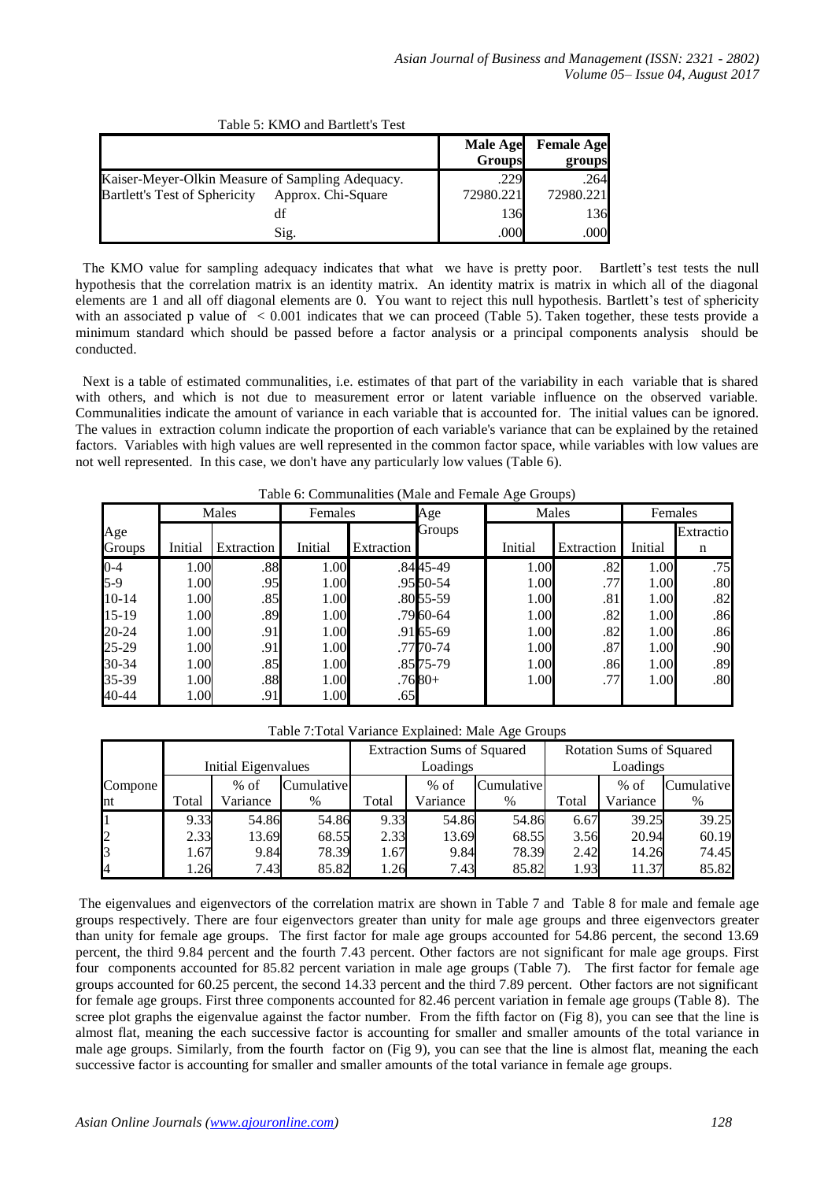Table 5: KMO and Bartlett's Test

| | | Male Age Groups | Female Age groups |
|---|---|---|---|
| Kaiser-Meyer-Olkin Measure of Sampling Adequacy. | | .229 | .264 |
| Bartlett's Test of Sphericity | Approx. Chi-Square | 72980.221 | 72980.221 |
| | df | 136 | 136 |
| | Sig. | .000 | .000 |

The KMO value for sampling adequacy indicates that what we have is pretty poor. Bartlett's test tests the null hypothesis that the correlation matrix is an identity matrix. An identity matrix is matrix in which all of the diagonal elements are 1 and all off diagonal elements are 0. You want to reject this null hypothesis. Bartlett's test of sphericity with an associated p value of $< 0.001$ indicates that we can proceed (Table 5). Taken together, these tests provide a minimum standard which should be passed before a factor analysis or a principal components analysis should be conducted.

Next is a table of estimated communalities, i.e. estimates of that part of the variability in each variable that is shared with others, and which is not due to measurement error or latent variable influence on the observed variable. Communalities indicate the amount of variance in each variable that is accounted for. The initial values can be ignored. The values in extraction column indicate the proportion of each variable's variance that can be explained by the retained factors. Variables with high values are well represented in the common factor space, while variables with low values are not well represented. In this case, we don't have any particularly low values (Table 6).

Table 6: Communalities (Male and Female Age Groups)

| | Males | | Females | | Age Groups | Males | | Females | |
|---|---|---|---|---|---|---|---|---|---|
| Age Groups | Initial | Extraction | Initial | Extraction | | Initial | Extraction | Initial | Extraction |
| 0-4 | 1.00 | .88 | 1.00 | .84 | 45-49 | 1.00 | .82 | 1.00 | .75 |
| 5-9 | 1.00 | .95 | 1.00 | .95 | 50-54 | 1.00 | .77 | 1.00 | .80 |
| 10-14 | 1.00 | .85 | 1.00 | .80 | 55-59 | 1.00 | .81 | 1.00 | .82 |
| 15-19 | 1.00 | .89 | 1.00 | .79 | 60-64 | 1.00 | .82 | 1.00 | .86 |
| 20-24 | 1.00 | .91 | 1.00 | .91 | 65-69 | 1.00 | .82 | 1.00 | .86 |
| 25-29 | 1.00 | .91 | 1.00 | .77 | 70-74 | 1.00 | .87 | 1.00 | .90 |
| 30-34 | 1.00 | .85 | 1.00 | .85 | 75-79 | 1.00 | .86 | 1.00 | .89 |
| 35-39 | 1.00 | .88 | 1.00 | .76 | 80+ | 1.00 | .77 | 1.00 | .80 |
| 40-44 | 1.00 | .91 | 1.00 | .65 | | | | | |

Table 7:Total Variance Explained: Male Age Groups

| Component | Initial Eigenvalues | | | Extraction Sums of Squared Loadings | | | Rotation Sums of Squared Loadings | | |
|---|---|---|---|---|---|---|---|---|---|
| | Total | % of Variance | Cumulative % | Total | % of Variance | Cumulative % | Total | % of Variance | Cumulative % |
| 1 | 9.33 | 54.86 | 54.86 | 9.33 | 54.86 | 54.86 | 6.67 | 39.25 | 39.25 |
| 2 | 2.33 | 13.69 | 68.55 | 2.33 | 13.69 | 68.55 | 3.56 | 20.94 | 60.19 |
| 3 | 1.67 | 9.84 | 78.39 | 1.67 | 9.84 | 78.39 | 2.42 | 14.26 | 74.45 |
| 4 | 1.26 | 7.43 | 85.82 | 1.26 | 7.43 | 85.82 | 1.93 | 11.37 | 85.82 |

The eigenvalues and eigenvectors of the correlation matrix are shown in Table 7 and Table 8 for male and female age groups respectively. There are four eigenvectors greater than unity for male age groups and three eigenvectors greater than unity for female age groups. The first factor for male age groups accounted for 54.86 percent, the second 13.69 percent, the third 9.84 percent and the fourth 7.43 percent. Other factors are not significant for male age groups. First four components accounted for 85.82 percent variation in male age groups (Table 7). The first factor for female age groups accounted for 60.25 percent, the second 14.33 percent and the third 7.89 percent. Other factors are not significant for female age groups. First three components accounted for 82.46 percent variation in female age groups (Table 8). The scree plot graphs the eigenvalue against the factor number. From the fifth factor on (Fig 8), you can see that the line is almost flat, meaning the each successive factor is accounting for smaller and smaller amounts of the total variance in male age groups. Similarly, from the fourth factor on (Fig 9), you can see that the line is almost flat, meaning the each successive factor is accounting for smaller and smaller amounts of the total variance in female age groups.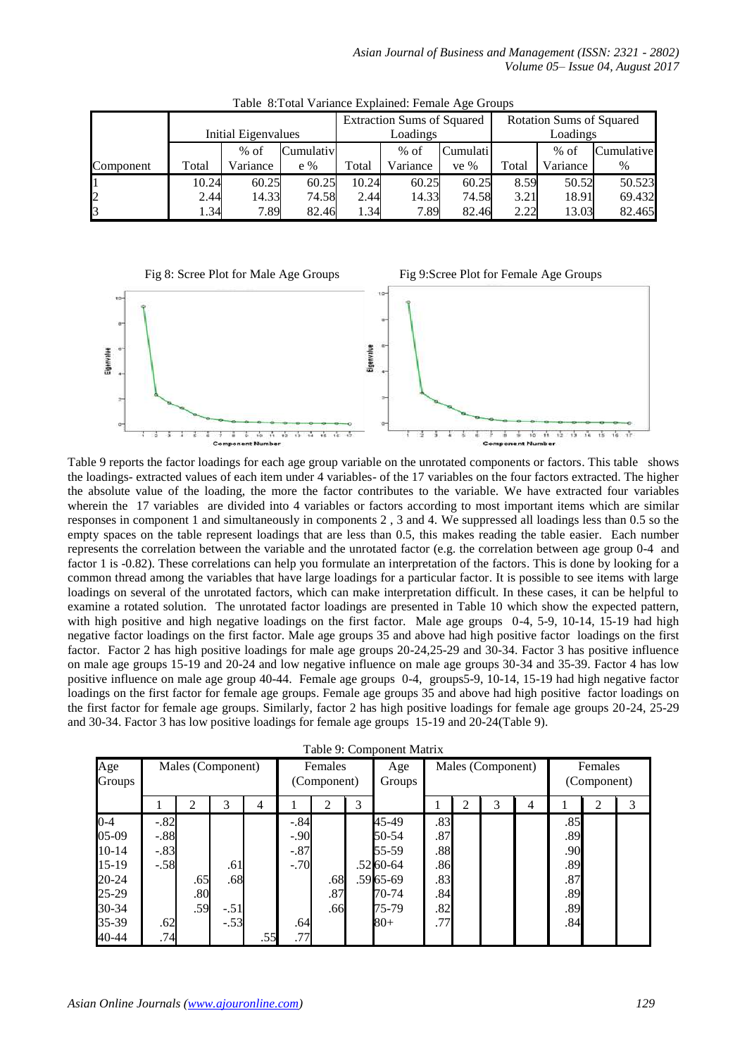Table 8:Total Variance Explained: Female Age Groups

| Component | Initial Eigenvalues | | | Extraction Sums of Squared Loadings | | | Rotation Sums of Squared Loadings | | |
|---|---|---|---|---|---|---|---|---|---|
| | Total | % of Variance | Cumulative % | Total | % of Variance | Cumulative % | Total | % of Variance | Cumulative % |
| 1 | 10.24 | 60.25 | 60.25 | 10.24 | 60.25 | 60.25 | 8.59 | 50.52 | 50.523 |
| 2 | 2.44 | 14.33 | 74.58 | 2.44 | 14.33 | 74.58 | 3.21 | 18.91 | 69.432 |
| 3 | 1.34 | 7.89 | 82.46 | 1.34 | 7.89 | 82.46 | 2.22 | 13.03 | 82.465 |

Fig 8: Scree Plot for Male Age Groups

Fig 9:Scree Plot for Female Age Groups

Table 9 reports the factor loadings for each age group variable on the unrotated components or factors. This table shows the loadings- extracted values of each item under 4 variables- of the 17 variables on the four factors extracted. The higher the absolute value of the loading, the more the factor contributes to the variable. We have extracted four variables wherein the 17 variables are divided into 4 variables or factors according to most important items which are similar responses in component 1 and simultaneously in components 2 , 3 and 4. We suppressed all loadings less than 0.5 so the empty spaces on the table represent loadings that are less than 0.5, this makes reading the table easier. Each number represents the correlation between the variable and the unrotated factor (e.g. the correlation between age group 0-4 and factor 1 is -0.82). These correlations can help you formulate an interpretation of the factors. This is done by looking for a common thread among the variables that have large loadings for a particular factor. It is possible to see items with large loadings on several of the unrotated factors, which can make interpretation difficult. In these cases, it can be helpful to examine a rotated solution. The unrotated factor loadings are presented in Table 10 which show the expected pattern, with high positive and high negative loadings on the first factor. Male age groups 0-4, 5-9, 10-14, 15-19 had high negative factor loadings on the first factor. Male age groups 35 and above had high positive factor loadings on the first factor. Factor 2 has high positive loadings for male age groups 20-24,25-29 and 30-34. Factor 3 has positive influence on male age groups 15-19 and 20-24 and low negative influence on male age groups 30-34 and 35-39. Factor 4 has low positive influence on male age group 40-44. Female age groups 0-4, groups5-9, 10-14, 15-19 had high negative factor loadings on the first factor for female age groups. Female age groups 35 and above had high positive factor loadings on the first factor for female age groups. Similarly, factor 2 has high positive loadings for female age groups 20-24, 25-29 and 30-34. Factor 3 has low positive loadings for female age groups 15-19 and 20-24(Table 9).

Table 9: Component Matrix

| Age Groups | Males (Component) | | | | Females (Component) | | | Age Groups | Males (Component) | | | | Females (Component) | | |
|---|---|---|---|---|---|---|---|---|---|---|---|---|---|---|---|
| | 1 | 2 | 3 | 4 | 1 | 2 | 3 | | 1 | 2 | 3 | 4 | 1 | 2 | 3 |
| 0-4 | -.82 | | | | -.84 | | | 45-49 | .83 | | | | .85 | | |
| 05-09 | -.88 | | | | -.90 | | | 50-54 | .87 | | | | .89 | | |
| 10-14 | -.83 | | | | -.87 | | | 55-59 | .88 | | | | .90 | | |
| 15-19 | -.58 | | .61 | | -.70 | | .52 | 60-64 | .86 | | | | .89 | | |
| 20-24 | | .65 | .68 | | | .68 | .59 | 65-69 | .83 | | | | .87 | | |
| 25-29 | | .80 | | | | .87 | | 70-74 | .84 | | | | .89 | | |
| 30-34 | | .59 | -.51 | | | .66 | | 75-79 | .82 | | | | .89 | | |
| 35-39 | .62 | | -.53 | | .64 | | | 80+ | .77 | | | | .84 | | |
| 40-44 | .74 | | | .55 | .77 | | | | | | | | | | |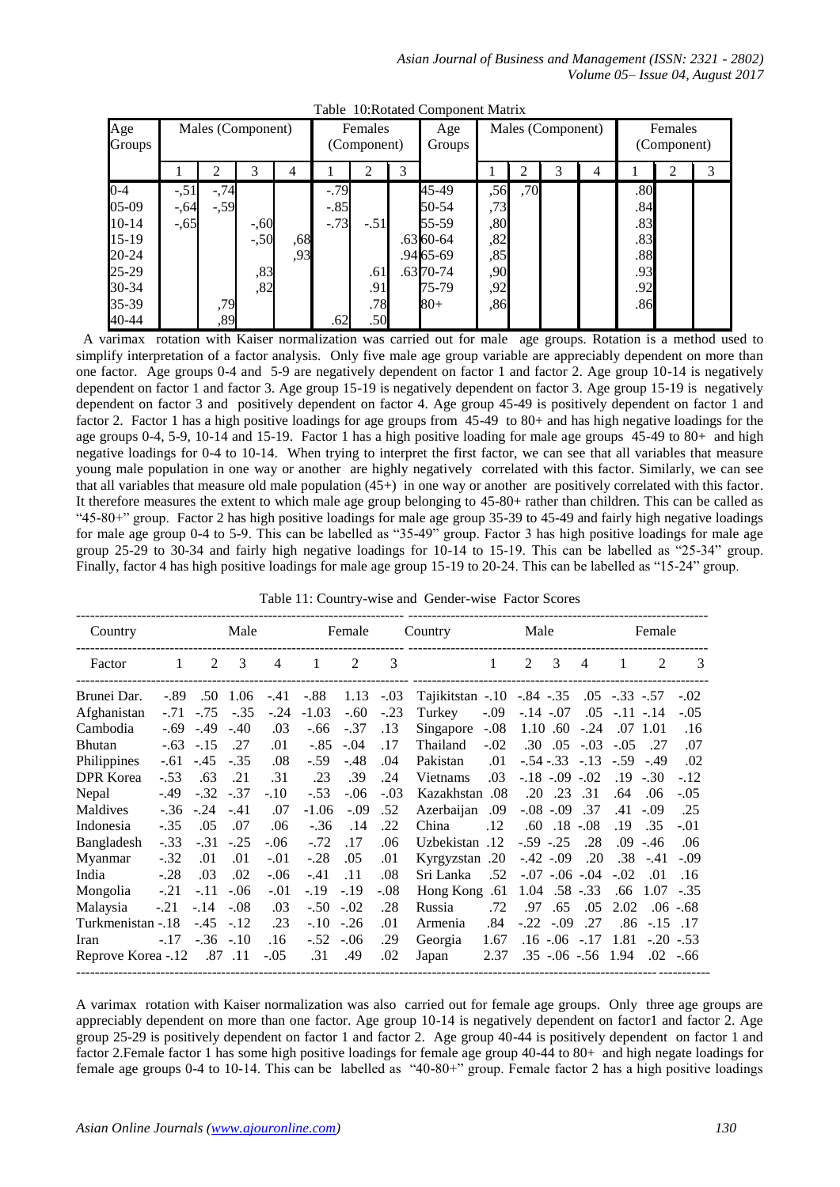Table 10:Rotated Component Matrix

| Age Groups | Males (Component) | | | | Females (Component) | | | Age Groups | Males (Component) | | | | Females (Component) | | |
|---|---|---|---|---|---|---|---|---|---|---|---|---|---|---|---|
| | 1 | 2 | 3 | 4 | 1 | 2 | 3 | | 1 | 2 | 3 | 4 | 1 | 2 | 3 |
| 0-4 | -,51 | -,74 | | | -.79 | | | 45-49 | ,56 | ,70 | | | .80 | | |
| 05-09 | -,64 | -,59 | | | -.85 | | | 50-54 | ,73 | | | | .84 | | |
| 10-14 | -,65 | | -,60 | | -.73 | -.51 | | 55-59 | ,80 | | | | .83 | | |
| 15-19 | | | -,50 | ,68 | | | .63 | 60-64 | ,82 | | | | .83 | | |
| 20-24 | | | | ,93 | | | .94 | 65-69 | ,85 | | | | .88 | | |
| 25-29 | | | ,83 | | | .61 | .63 | 70-74 | ,90 | | | | .93 | | |
| 30-34 | | | ,82 | | | .91 | | 75-79 | ,92 | | | | .92 | | |
| 35-39 | | ,79 | | | | .78 | | 80+ | ,86 | | | | .86 | | |
| 40-44 | | ,89 | | | .62 | .50 | | | | | | | | | |

A varimax rotation with Kaiser normalization was carried out for male age groups. Rotation is a method used to simplify interpretation of a factor analysis. Only five male age group variable are appreciably dependent on more than one factor. Age groups 0-4 and 5-9 are negatively dependent on factor 1 and factor 2. Age group 10-14 is negatively dependent on factor 1 and factor 3. Age group 15-19 is negatively dependent on factor 3. Age group 15-19 is negatively dependent on factor 3 and positively dependent on factor 4. Age group 45-49 is positively dependent on factor 1 and factor 2. Factor 1 has a high positive loadings for age groups from 45-49 to 80+ and has high negative loadings for the age groups 0-4, 5-9, 10-14 and 15-19. Factor 1 has a high positive loading for male age groups 45-49 to 80+ and high negative loadings for 0-4 to 10-14. When trying to interpret the first factor, we can see that all variables that measure young male population in one way or another are highly negatively correlated with this factor. Similarly, we can see that all variables that measure old male population (45+) in one way or another are positively correlated with this factor. It therefore measures the extent to which male age group belonging to 45-80+ rather than children. This can be called as "45-80+" group. Factor 2 has high positive loadings for male age group 35-39 to 45-49 and fairly high negative loadings for male age group 0-4 to 5-9. This can be labelled as "35-49" group. Factor 3 has high positive loadings for male age group 25-29 to 30-34 and fairly high negative loadings for 10-14 to 15-19. This can be labelled as "25-34" group. Finally, factor 4 has high positive loadings for male age group 15-19 to 20-24. This can be labelled as "15-24" group.

Table 11: Country-wise and Gender-wise Factor Scores

| Country | Male | | | | Female | | | Country | Male | | | | Female | | |
|---|---|---|---|---|---|---|---|---|---|---|---|---|---|---|---|
| Factor | 1 | 2 | 3 | 4 | 1 | 2 | 3 | | 1 | 2 | 3 | 4 | 1 | 2 | 3 |
| Brunei Dar. | -.89 | .50 | 1.06 | -.41 | -.88 | 1.13 | -.03 | Tajikitstan | -.10 | -.84 | -.35 | .05 | -.33 | -.57 | -.02 |
| Afghanistan | -.71 | -.75 | -.24 | -1.03 | -.60 | -.23 | | Turkey | -.09 | -.14 | -.07 | .05 | -.11 | -.14 | -.05 |
| Cambodia | -.69 | -.49 | -.40 | .03 | -.66 | -.37 | .13 | Singapore | -.08 | 1.10 | .60 | -.24 | .07 | 1.01 | .16 |
| Bhutan | -.63 | -.15 | .27 | .01 | -.85 | -.04 | .17 | Thailand | -.02 | .30 | .05 | -.03 | -.05 | .27 | .07 |
| Philippines | -.61 | -.45 | -.35 | .08 | -.59 | -.48 | .04 | Pakistan | .01 | -.54 | -.33 | -.13 | -.59 | -.49 | .02 |
| DPR Korea | -.53 | .63 | .21 | .31 | .23 | .39 | .24 | Vietnams | .03 | -.18 | -.09 | -.02 | .19 | -.30 | -.12 |
| Nepal | -.49 | -.32 | -.37 | -.10 | -.53 | -.06 | -.03 | Kazakhstan | .08 | .20 | .23 | .31 | .64 | .06 | -.05 |
| Maldives | -.36 | -.24 | -.41 | .07 | -1.06 | -.09 | .52 | Azerbaijan | .09 | -.08 | -.09 | .37 | .41 | -.09 | .25 |
| Indonesia | -.35 | .05 | .07 | .06 | -.36 | .14 | .22 | China | .12 | .60 | .18 | -.08 | .19 | .35 | -.01 |
| Bangladesh | -.33 | -.31 | -.25 | -.06 | -.72 | .17 | .06 | Uzbekistan | .12 | -.59 | -.25 | .28 | .09 | -.46 | .06 |
| Myanmar | -.32 | .01 | .01 | -.01 | -.28 | .05 | .01 | Kyrgyzstan | .20 | -.42 | -.09 | .20 | .38 | -.41 | -.09 |
| India | -.28 | .03 | .02 | -.06 | -.41 | .11 | .08 | Sri Lanka | .52 | -.07 | -.06 | -.04 | -.02 | .01 | .16 |
| Mongolia | -.21 | -.11 | -.06 | -.01 | -.19 | -.19 | -.08 | Hong Kong | .61 | 1.04 | .58 | -.33 | .66 | 1.07 | -.35 |
| Malaysia | -.21 | -.14 | -.08 | .03 | -.50 | -.02 | .28 | Russia | .72 | .97 | .65 | .05 | 2.02 | .06 | -.68 |
| Turkmenistan | -.18 | -.45 | -.12 | .23 | -.10 | -.26 | .01 | Armenia | .84 | -.22 | -.09 | .27 | .86 | -.15 | .17 |
| Iran | -.17 | -.36 | -.10 | .16 | -.52 | -.06 | .29 | Georgia | 1.67 | .16 | -.06 | -.17 | 1.81 | -.20 | -.53 |
| Reprove Korea | -.12 | .87 | .11 | -.05 | .31 | .49 | .02 | Japan | 2.37 | .35 | -.06 | -.56 | 1.94 | .02 | -.66 |

A varimax rotation with Kaiser normalization was also carried out for female age groups. Only three age groups are appreciably dependent on more than one factor. Age group 10-14 is negatively dependent on factor1 and factor 2. Age group 25-29 is positively dependent on factor 1 and factor 2. Age group 40-44 is positively dependent on factor 1 and factor 2.Female factor 1 has some high positive loadings for female age group 40-44 to 80+ and high negate loadings for female age groups 0-4 to 10-14. This can be labelled as "40-80+" group. Female factor 2 has a high positive loadings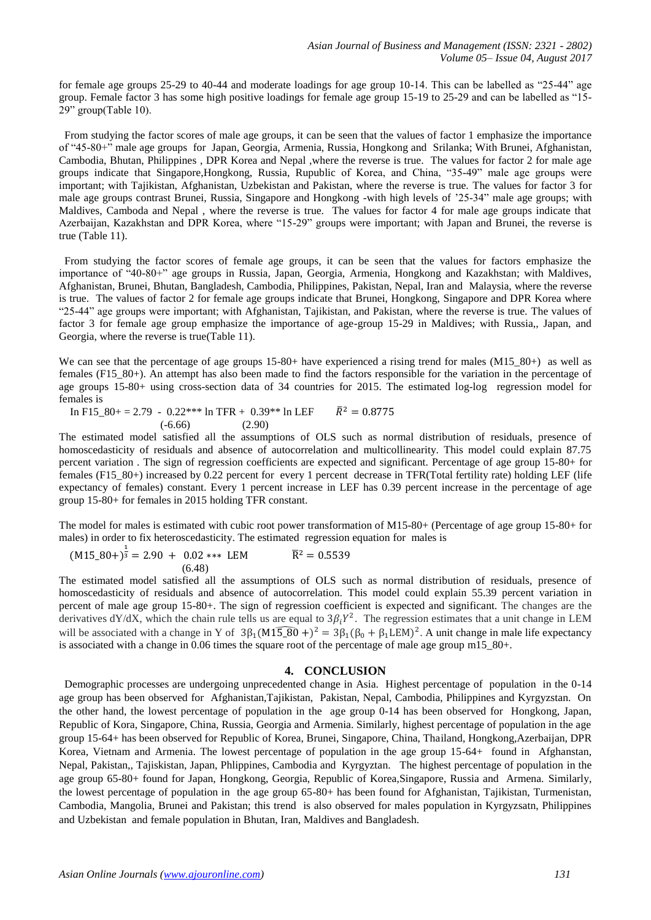for female age groups 25-29 to 40-44 and moderate loadings for age group 10-14. This can be labelled as "25-44" age group. Female factor 3 has some high positive loadings for female age group 15-19 to 25-29 and can be labelled as "15-29" group(Table 10).

From studying the factor scores of male age groups, it can be seen that the values of factor 1 emphasize the importance of "45-80+" male age groups for Japan, Georgia, Armenia, Russia, Hongkong and Srilanka; With Brunei, Afghanistan, Cambodia, Bhutan, Philippines , DPR Korea and Nepal ,where the reverse is true. The values for factor 2 for male age groups indicate that Singapore,Hongkong, Russia, Rupublic of Korea, and China, "35-49" male age groups were important; with Tajikistan, Afghanistan, Uzbekistan and Pakistan, where the reverse is true. The values for factor 3 for male age groups contrast Brunei, Russia, Singapore and Hongkong -with high levels of '25-34" male age groups; with Maldives, Camboda and Nepal , where the reverse is true. The values for factor 4 for male age groups indicate that Azerbaijan, Kazakhstan and DPR Korea, where "15-29" groups were important; with Japan and Brunei, the reverse is true (Table 11).

From studying the factor scores of female age groups, it can be seen that the values for factors emphasize the importance of "40-80+" age groups in Russia, Japan, Georgia, Armenia, Hongkong and Kazakhstan; with Maldives, Afghanistan, Brunei, Bhutan, Bangladesh, Cambodia, Philippines, Pakistan, Nepal, Iran and Malaysia, where the reverse is true. The values of factor 2 for female age groups indicate that Brunei, Hongkong, Singapore and DPR Korea where "25-44" age groups were important; with Afghanistan, Tajikistan, and Pakistan, where the reverse is true. The values of factor 3 for female age group emphasize the importance of age-group 15-29 in Maldives; with Russia,, Japan, and Georgia, where the reverse is true(Table 11).

We can see that the percentage of age groups 15-80+ have experienced a rising trend for males (M15_80+) as well as females (F15_80+). An attempt has also been made to find the factors responsible for the variation in the percentage of age groups 15-80+ using cross-section data of 34 countries for 2015. The estimated log-log regression model for females is

$$\ln F15\_80+ = 2.79 - 0.22^{***} \ln TFR + 0.39^{**} \ln LEF \qquad \bar{R}^2 = 0.8775$$
$$(-6.66) \qquad (2.90)$$

The estimated model satisfied all the assumptions of OLS such as normal distribution of residuals, presence of homoscedasticity of residuals and absence of autocorrelation and multicollinearity. This model could explain 87.75 percent variation . The sign of regression coefficients are expected and significant. Percentage of age group 15-80+ for females (F15_80+) increased by 0.22 percent for every 1 percent decrease in TFR(Total fertility rate) holding LEF (life expectancy of females) constant. Every 1 percent increase in LEF has 0.39 percent increase in the percentage of age group 15-80+ for females in 2015 holding TFR constant.

The model for males is estimated with cubic root power transformation of M15-80+ (Percentage of age group 15-80+ for males) in order to fix heteroscedasticity. The estimated regression equation for males is

$$(M15\_80+)^{\frac{1}{3}} = 2.90 + 0.02^{***} \ LEM \qquad \bar{R}^2 = 0.5539$$
$$(6.48)$$

The estimated model satisfied all the assumptions of OLS such as normal distribution of residuals, presence of homoscedasticity of residuals and absence of autocorrelation. This model could explain 55.39 percent variation in percent of male age group 15-80+. The sign of regression coefficient is expected and significant. The changes are the derivatives dY/dX, which the chain rule tells us are equal to $3\beta_i Y^2$. The regression estimates that a unit change in LEM will be associated with a change in Y of $3\beta_1(\widehat{M15\_80}+)^2 = 3\beta_1(\beta_0 + \beta_1 LEM)^2$. A unit change in male life expectancy is associated with a change in 0.06 times the square root of the percentage of male age group m15_80+.

## 4. CONCLUSION

Demographic processes are undergoing unprecedented change in Asia. Highest percentage of population in the 0-14 age group has been observed for Afghanistan,Tajikistan, Pakistan, Nepal, Cambodia, Philippines and Kyrgyzstan. On the other hand, the lowest percentage of population in the age group 0-14 has been observed for Hongkong, Japan, Republic of Kora, Singapore, China, Russia, Georgia and Armenia. Similarly, highest percentage of population in the age group 15-64+ has been observed for Republic of Korea, Brunei, Singapore, China, Thailand, Hongkong,Azerbaijan, DPR Korea, Vietnam and Armenia. The lowest percentage of population in the age group 15-64+ found in Afghanstan, Nepal, Pakistan,, Tajiskistan, Japan, Phlippines, Cambodia and Kyrgyztan. The highest percentage of population in the age group 65-80+ found for Japan, Hongkong, Georgia, Republic of Korea,Singapore, Russia and Armena. Similarly, the lowest percentage of population in the age group 65-80+ has been found for Afghanistan, Tajikistan, Turmenistan, Cambodia, Mangolia, Brunei and Pakistan; this trend is also observed for males population in Kyrgyzsatn, Philippines and Uzbekistan and female population in Bhutan, Iran, Maldives and Bangladesh.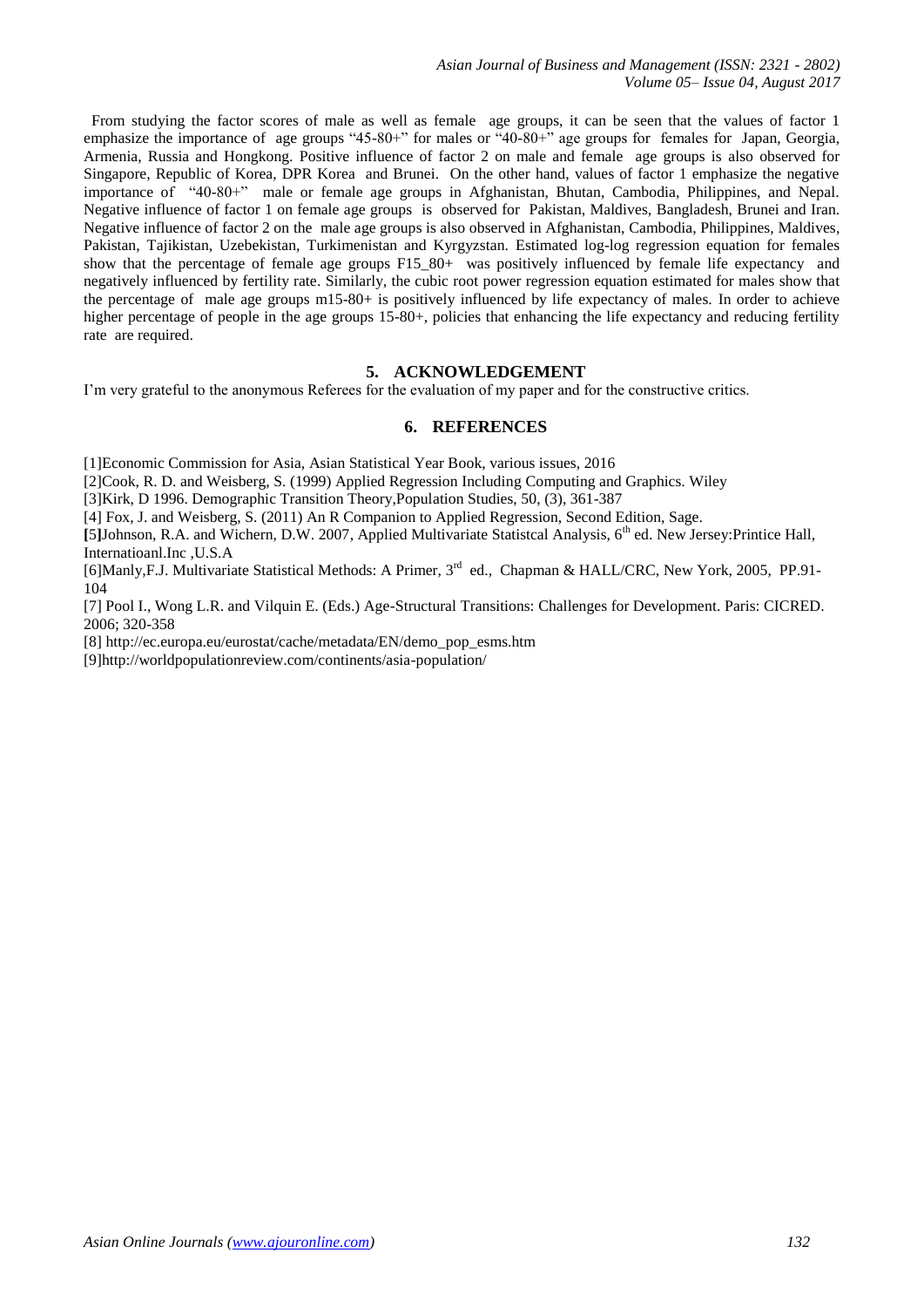From studying the factor scores of male as well as female age groups, it can be seen that the values of factor 1 emphasize the importance of age groups "45-80+" for males or "40-80+" age groups for females for Japan, Georgia, Armenia, Russia and Hongkong. Positive influence of factor 2 on male and female age groups is also observed for Singapore, Republic of Korea, DPR Korea and Brunei. On the other hand, values of factor 1 emphasize the negative importance of "40-80+" male or female age groups in Afghanistan, Bhutan, Cambodia, Philippines, and Nepal. Negative influence of factor 1 on female age groups is observed for Pakistan, Maldives, Bangladesh, Brunei and Iran. Negative influence of factor 2 on the male age groups is also observed in Afghanistan, Cambodia, Philippines, Maldives, Pakistan, Tajikistan, Uzebekistan, Turkimenistan and Kyrgyzstan. Estimated log-log regression equation for females show that the percentage of female age groups F15_80+ was positively influenced by female life expectancy and negatively influenced by fertility rate. Similarly, the cubic root power regression equation estimated for males show that the percentage of male age groups m15-80+ is positively influenced by life expectancy of males. In order to achieve higher percentage of people in the age groups 15-80+, policies that enhancing the life expectancy and reducing fertility rate are required.

## 5. ACKNOWLEDGEMENT

I'm very grateful to the anonymous Referees for the evaluation of my paper and for the constructive critics.

## 6. REFERENCES

[1]Economic Commission for Asia, Asian Statistical Year Book, various issues, 2016

[2]Cook, R. D. and Weisberg, S. (1999) Applied Regression Including Computing and Graphics. Wiley

[3]Kirk, D 1996. Demographic Transition Theory,Population Studies, 50, (3), 361-387

[4] Fox, J. and Weisberg, S. (2011) An R Companion to Applied Regression, Second Edition, Sage.

**[5]**Johnson, R.A. and Wichern, D.W. 2007, Applied Multivariate Statistcal Analysis, 6th ed. New Jersey:Printice Hall, Internatioanl.Inc ,U.S.A

[6]Manly,F.J. Multivariate Statistical Methods: A Primer, 3rd ed., Chapman & HALL/CRC, New York, 2005, PP.91-104

[7] Pool I., Wong L.R. and Vilquin E. (Eds.) Age-Structural Transitions: Challenges for Development. Paris: CICRED. 2006; 320-358

[8] http://ec.europa.eu/eurostat/cache/metadata/EN/demo_pop_esms.htm

[9]http://worldpopulationreview.com/continents/asia-population/